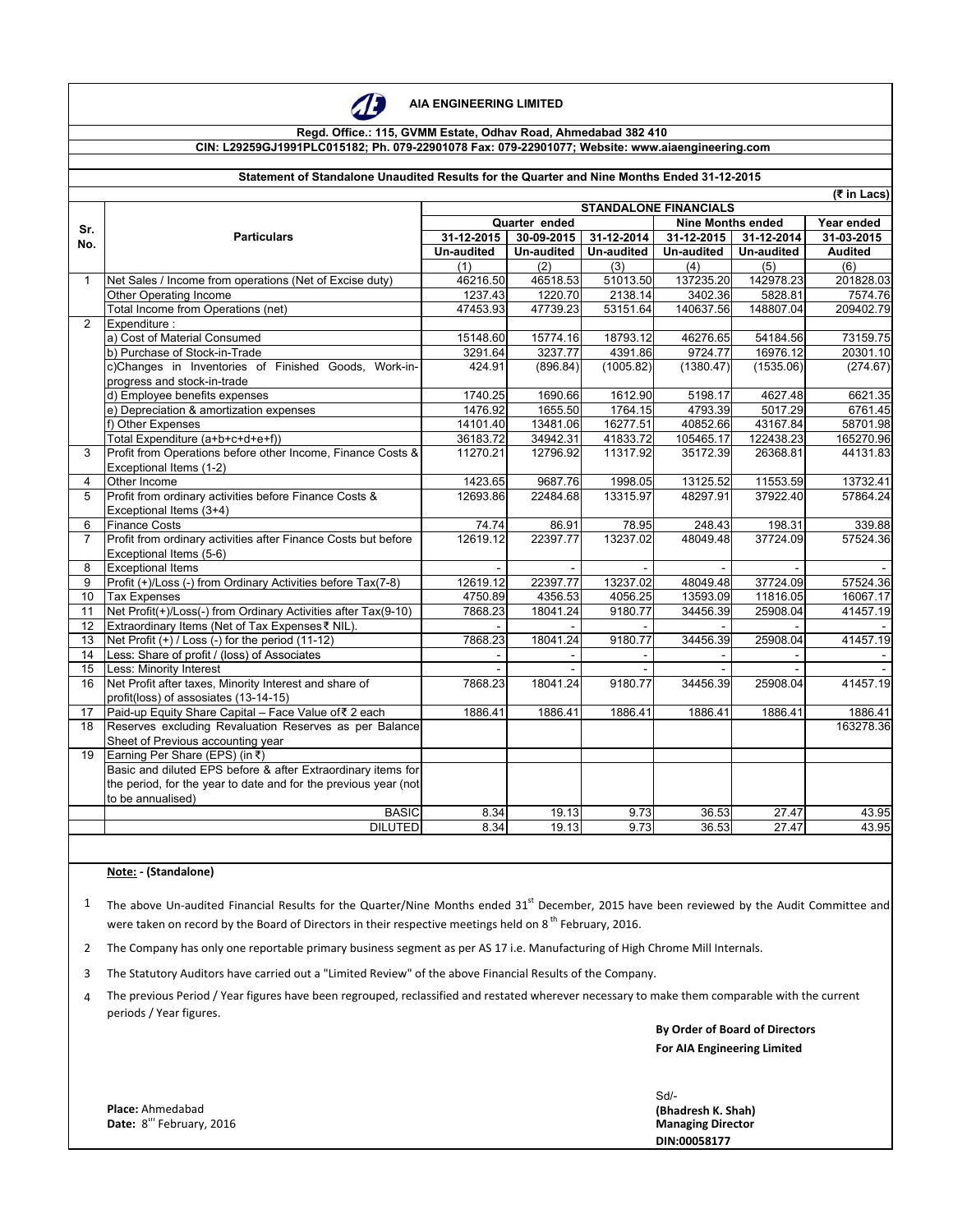# AIA ENGINEERING LIMITED

**Regd. Office.: 115, GVMM Estate, Odhav Road, Ahmedabad 382 410**
**CIN: L29259GJ1991PLC015182; Ph. 079-22901078 Fax: 079-22901077; Website: www.aiaengineering.com**

**Statement of Standalone Unaudited Results for the Quarter and Nine Months Ended 31-12-2015**

(₹ in Lacs)

| Sr. No. | Particulars | STANDALONE FINANCIALS | | | | | |
|---|---|---|---|---|---|---|---|
| | | Quarter ended | | | Nine Months ended | | Year ended |
| | | 31-12-2015 | 30-09-2015 | 31-12-2014 | 31-12-2015 | 31-12-2014 | 31-03-2015 |
| | | Un-audited | Un-audited | Un-audited | Un-audited | Un-audited | Audited |
| | | (1) | (2) | (3) | (4) | (5) | (6) |
| 1 | Net Sales / Income from operations (Net of Excise duty) | 46216.50 | 46518.53 | 51013.50 | 137235.20 | 142978.23 | 201828.03 |
| | Other Operating Income | 1237.43 | 1220.70 | 2138.14 | 3402.36 | 5828.81 | 7574.76 |
| | Total Income from Operations (net) | 47453.93 | 47739.23 | 53151.64 | 140637.56 | 148807.04 | 209402.79 |
| 2 | Expenditure : | | | | | | |
| | a) Cost of Material Consumed | 15148.60 | 15774.16 | 18793.12 | 46276.65 | 54184.56 | 73159.75 |
| | b) Purchase of Stock-in-Trade | 3291.64 | 3237.77 | 4391.86 | 9724.77 | 16976.12 | 20301.10 |
| | c)Changes in Inventories of Finished Goods, Work-in-progress and stock-in-trade | 424.91 | (896.84) | (1005.82) | (1380.47) | (1535.06) | (274.67) |
| | d) Employee benefits expenses | 1740.25 | 1690.66 | 1612.90 | 5198.17 | 4627.48 | 6621.35 |
| | e) Depreciation & amortization expenses | 1476.92 | 1655.50 | 1764.15 | 4793.39 | 5017.29 | 6761.45 |
| | f) Other Expenses | 14101.40 | 13481.06 | 16277.51 | 40852.66 | 43167.84 | 58701.98 |
| | Total Expenditure (a+b+c+d+e+f)) | 36183.72 | 34942.31 | 41833.72 | 105465.17 | 122438.23 | 165270.96 |
| 3 | Profit from Operations before other Income, Finance Costs & Exceptional Items (1-2) | 11270.21 | 12796.92 | 11317.92 | 35172.39 | 26368.81 | 44131.83 |
| 4 | Other Income | 1423.65 | 9687.76 | 1998.05 | 13125.52 | 11553.59 | 13732.41 |
| 5 | Profit from ordinary activities before Finance Costs & Exceptional Items (3+4) | 12693.86 | 22484.68 | 13315.97 | 48297.91 | 37922.40 | 57864.24 |
| 6 | Finance Costs | 74.74 | 86.91 | 78.95 | 248.43 | 198.31 | 339.88 |
| 7 | Profit from ordinary activities after Finance Costs but before Exceptional Items (5-6) | 12619.12 | 22397.77 | 13237.02 | 48049.48 | 37724.09 | 57524.36 |
| 8 | Exceptional Items | - | - | - | - | - | - |
| 9 | Profit (+)/Loss (-) from Ordinary Activities before Tax(7-8) | 12619.12 | 22397.77 | 13237.02 | 48049.48 | 37724.09 | 57524.36 |
| 10 | Tax Expenses | 4750.89 | 4356.53 | 4056.25 | 13593.09 | 11816.05 | 16067.17 |
| 11 | Net Profit(+)/Loss(-) from Ordinary Activities after Tax(9-10) | 7868.23 | 18041.24 | 9180.77 | 34456.39 | 25908.04 | 41457.19 |
| 12 | Extraordinary Items (Net of Tax Expenses ₹ NIL). | - | - | - | - | - | - |
| 13 | Net Profit (+) / Loss (-) for the period (11-12) | 7868.23 | 18041.24 | 9180.77 | 34456.39 | 25908.04 | 41457.19 |
| 14 | Less: Share of profit / (loss) of Associates | - | - | - | - | - | - |
| 15 | Less: Minority Interest | - | - | - | - | - | - |
| 16 | Net Profit after taxes, Minority Interest and share of profit(loss) of assosiates (13-14-15) | 7868.23 | 18041.24 | 9180.77 | 34456.39 | 25908.04 | 41457.19 |
| 17 | Paid-up Equity Share Capital – Face Value of ₹ 2 each | 1886.41 | 1886.41 | 1886.41 | 1886.41 | 1886.41 | 1886.41 |
| 18 | Reserves excluding Revaluation Reserves as per Balance Sheet of Previous accounting year | | | | | | 163278.36 |
| 19 | Earning Per Share (EPS) (in ₹) | | | | | | |
| | Basic and diluted EPS before & after Extraordinary items for the period, for the year to date and for the previous year (not to be annualised) | | | | | | |
| | BASIC | 8.34 | 19.13 | 9.73 | 36.53 | 27.47 | 43.95 |
| | DILUTED | 8.34 | 19.13 | 9.73 | 36.53 | 27.47 | 43.95 |

**Note: - (Standalone)**

1. The above Un-audited Financial Results for the Quarter/Nine Months ended 31st December, 2015 have been reviewed by the Audit Committee and were taken on record by the Board of Directors in their respective meetings held on 8th February, 2016.
2. The Company has only one reportable primary business segment as per AS 17 i.e. Manufacturing of High Chrome Mill Internals.
3. The Statutory Auditors have carried out a "Limited Review" of the above Financial Results of the Company.
4. The previous Period / Year figures have been regrouped, reclassified and restated wherever necessary to make them comparable with the current periods / Year figures.

**By Order of Board of Directors**
**For AIA Engineering Limited**

Sd/-
**(Bhadresh K. Shah)**
**Managing Director**
**DIN:00058177**

**Place:** Ahmedabad
**Date:** 8th February, 2016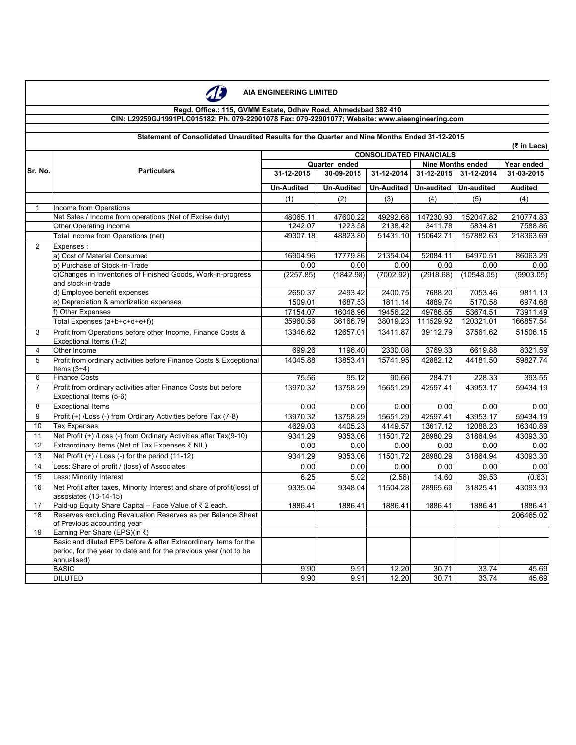**AIA ENGINEERING LIMITED**

**Regd. Office.: 115, GVMM Estate, Odhav Road, Ahmedabad 382 410**

**CIN: L29259GJ1991PLC015182; Ph. 079-22901078 Fax: 079-22901077; Website: www.aiaengineering.com**

**Statement of Consolidated Unaudited Results for the Quarter and Nine Months Ended 31-12-2015**

(₹ in Lacs)

| Sr. No. | Particulars | CONSOLIDATED FINANCIALS | | | | | |
|---|---|---|---|---|---|---|---|
| | | Quarter ended | | | Nine Months ended | | Year ended |
| | | 31-12-2015 | 30-09-2015 | 31-12-2014 | 31-12-2015 | 31-12-2014 | 31-03-2015 |
| | | Un-Audited | Un-Audited | Un-Audited | Un-audited | Un-audited | Audited |
| | | (1) | (2) | (3) | (4) | (5) | (4) |
| 1 | Income from Operations | | | | | | |
| | Net Sales / Income from operations (Net of Excise duty) | 48065.11 | 47600.22 | 49292.68 | 147230.93 | 152047.82 | 210774.83 |
| | Other Operating Income | 1242.07 | 1223.58 | 2138.42 | 3411.78 | 5834.81 | 7588.86 |
| | Total Income from Operations (net) | 49307.18 | 48823.80 | 51431.10 | 150642.71 | 157882.63 | 218363.69 |
| 2 | Expenses : | | | | | | |
| | a) Cost of Material Consumed | 16904.96 | 17779.86 | 21354.04 | 52084.11 | 64970.51 | 86063.29 |
| | b) Purchase of Stock-in-Trade | 0.00 | 0.00 | 0.00 | 0.00 | 0.00 | 0.00 |
| | c)Changes in Inventories of Finished Goods, Work-in-progress and stock-in-trade | (2257.85) | (1842.98) | (7002.92) | (2918.68) | (10548.05) | (9903.05) |
| | d) Employee benefit expenses | 2650.37 | 2493.42 | 2400.75 | 7688.20 | 7053.46 | 9811.13 |
| | e) Depreciation & amortization expenses | 1509.01 | 1687.53 | 1811.14 | 4889.74 | 5170.58 | 6974.68 |
| | f) Other Expenses | 17154.07 | 16048.96 | 19456.22 | 49786.55 | 53674.51 | 73911.49 |
| | Total Expenses (a+b+c+d+e+f)) | 35960.56 | 36166.79 | 38019.23 | 111529.92 | 120321.01 | 166857.54 |
| 3 | Profit from Operations before other Income, Finance Costs & Exceptional Items (1-2) | 13346.62 | 12657.01 | 13411.87 | 39112.79 | 37561.62 | 51506.15 |
| 4 | Other Income | 699.26 | 1196.40 | 2330.08 | 3769.33 | 6619.88 | 8321.59 |
| 5 | Profit from ordinary activities before Finance Costs & Exceptional Items (3+4) | 14045.88 | 13853.41 | 15741.95 | 42882.12 | 44181.50 | 59827.74 |
| 6 | Finance Costs | 75.56 | 95.12 | 90.66 | 284.71 | 228.33 | 393.55 |
| 7 | Profit from ordinary activities after Finance Costs but before Exceptional Items (5-6) | 13970.32 | 13758.29 | 15651.29 | 42597.41 | 43953.17 | 59434.19 |
| 8 | Exceptional Items | 0.00 | 0.00 | 0.00 | 0.00 | 0.00 | 0.00 |
| 9 | Profit (+) /Loss (-) from Ordinary Activities before Tax (7-8) | 13970.32 | 13758.29 | 15651.29 | 42597.41 | 43953.17 | 59434.19 |
| 10 | Tax Expenses | 4629.03 | 4405.23 | 4149.57 | 13617.12 | 12088.23 | 16340.89 |
| 11 | Net Profit (+) /Loss (-) from Ordinary Activities after Tax(9-10) | 9341.29 | 9353.06 | 11501.72 | 28980.29 | 31864.94 | 43093.30 |
| 12 | Extraordinary Items (Net of Tax Expenses ₹ NIL) | 0.00 | 0.00 | 0.00 | 0.00 | 0.00 | 0.00 |
| 13 | Net Profit (+) / Loss (-) for the period (11-12) | 9341.29 | 9353.06 | 11501.72 | 28980.29 | 31864.94 | 43093.30 |
| 14 | Less: Share of profit / (loss) of Associates | 0.00 | 0.00 | 0.00 | 0.00 | 0.00 | 0.00 |
| 15 | Less: Minority Interest | 6.25 | 5.02 | (2.56) | 14.60 | 39.53 | (0.63) |
| 16 | Net Profit after taxes, Minority Interest and share of profit(loss) of assosiates (13-14-15) | 9335.04 | 9348.04 | 11504.28 | 28965.69 | 31825.41 | 43093.93 |
| 17 | Paid-up Equity Share Capital – Face Value of ₹ 2 each. | 1886.41 | 1886.41 | 1886.41 | 1886.41 | 1886.41 | 1886.41 |
| 18 | Reserves excluding Revaluation Reserves as per Balance Sheet of Previous accounting year | | | | | | 206465.02 |
| 19 | Earning Per Share (EPS)(in ₹) | | | | | | |
| | Basic and diluted EPS before & after Extraordinary items for the period, for the year to date and for the previous year (not to be annualised) | | | | | | |
| | BASIC | 9.90 | 9.91 | 12.20 | 30.71 | 33.74 | 45.69 |
| | DILUTED | 9.90 | 9.91 | 12.20 | 30.71 | 33.74 | 45.69 |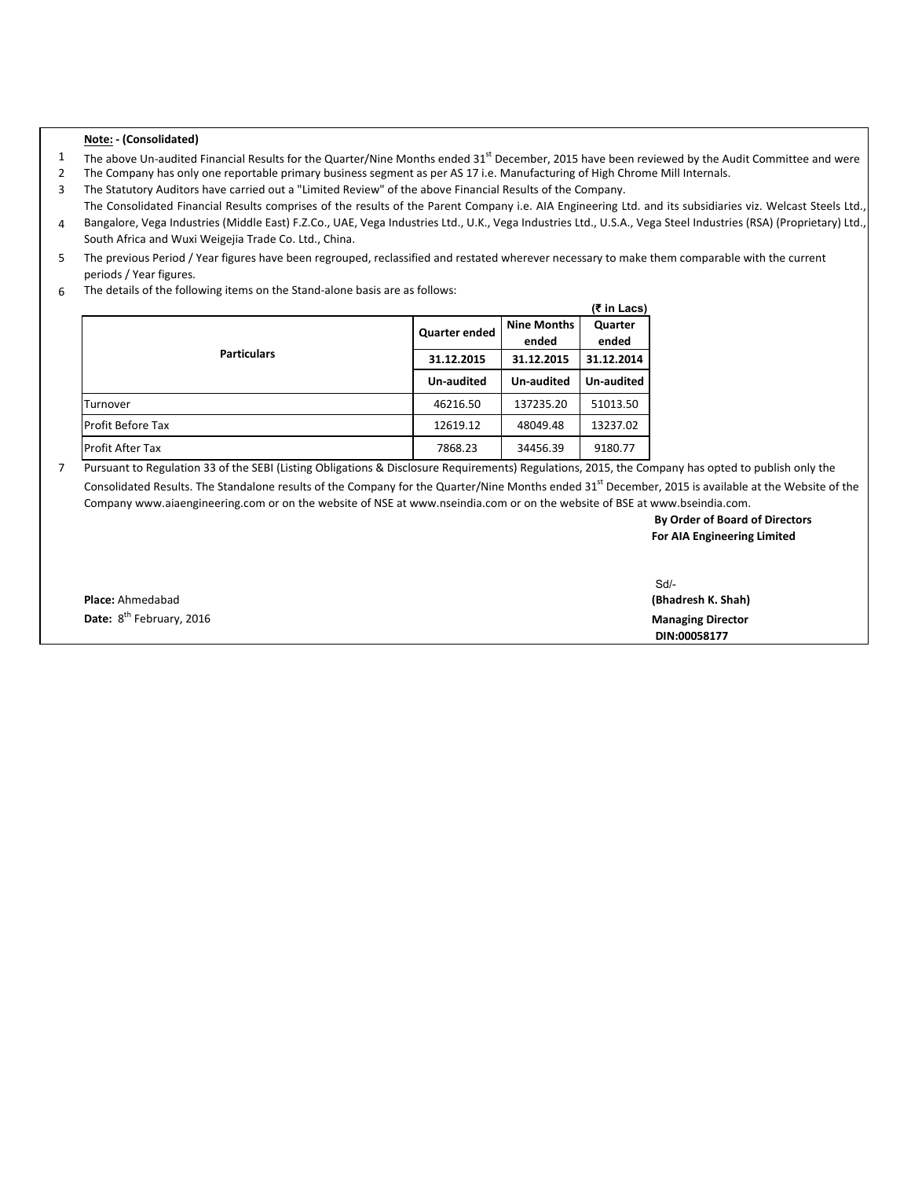**Note: - (Consolidated)**

1. The above Un-audited Financial Results for the Quarter/Nine Months ended 31st December, 2015 have been reviewed by the Audit Committee and were
2. The Company has only one reportable primary business segment as per AS 17 i.e. Manufacturing of High Chrome Mill Internals.
3. The Statutory Auditors have carried out a "Limited Review" of the above Financial Results of the Company.
4. The Consolidated Financial Results comprises of the results of the Parent Company i.e. AIA Engineering Ltd. and its subsidiaries viz. Welcast Steels Ltd., Bangalore, Vega Industries (Middle East) F.Z.Co., UAE, Vega Industries Ltd., U.K., Vega Industries Ltd., U.S.A., Vega Steel Industries (RSA) (Proprietary) Ltd., South Africa and Wuxi Weigejia Trade Co. Ltd., China.
5. The previous Period / Year figures have been regrouped, reclassified and restated wherever necessary to make them comparable with the current periods / Year figures.
6. The details of the following items on the Stand-alone basis are as follows:

(₹ in Lacs)

| Particulars | Quarter ended | Nine Months ended | Quarter ended |
|---|---|---|---|
| | 31.12.2015 | 31.12.2015 | 31.12.2014 |
| | Un-audited | Un-audited | Un-audited |
| Turnover | 46216.50 | 137235.20 | 51013.50 |
| Profit Before Tax | 12619.12 | 48049.48 | 13237.02 |
| Profit After Tax | 7868.23 | 34456.39 | 9180.77 |

7. Pursuant to Regulation 33 of the SEBI (Listing Obligations & Disclosure Requirements) Regulations, 2015, the Company has opted to publish only the Consolidated Results. The Standalone results of the Company for the Quarter/Nine Months ended 31st December, 2015 is available at the Website of the Company www.aiaengineering.com or on the website of NSE at www.nseindia.com or on the website of BSE at www.bseindia.com.

**By Order of Board of Directors**
**For AIA Engineering Limited**

Sd/-
**(Bhadresh K. Shah)**
**Managing Director**
**DIN:00058177**

**Place:** Ahmedabad
**Date:** 8th February, 2016